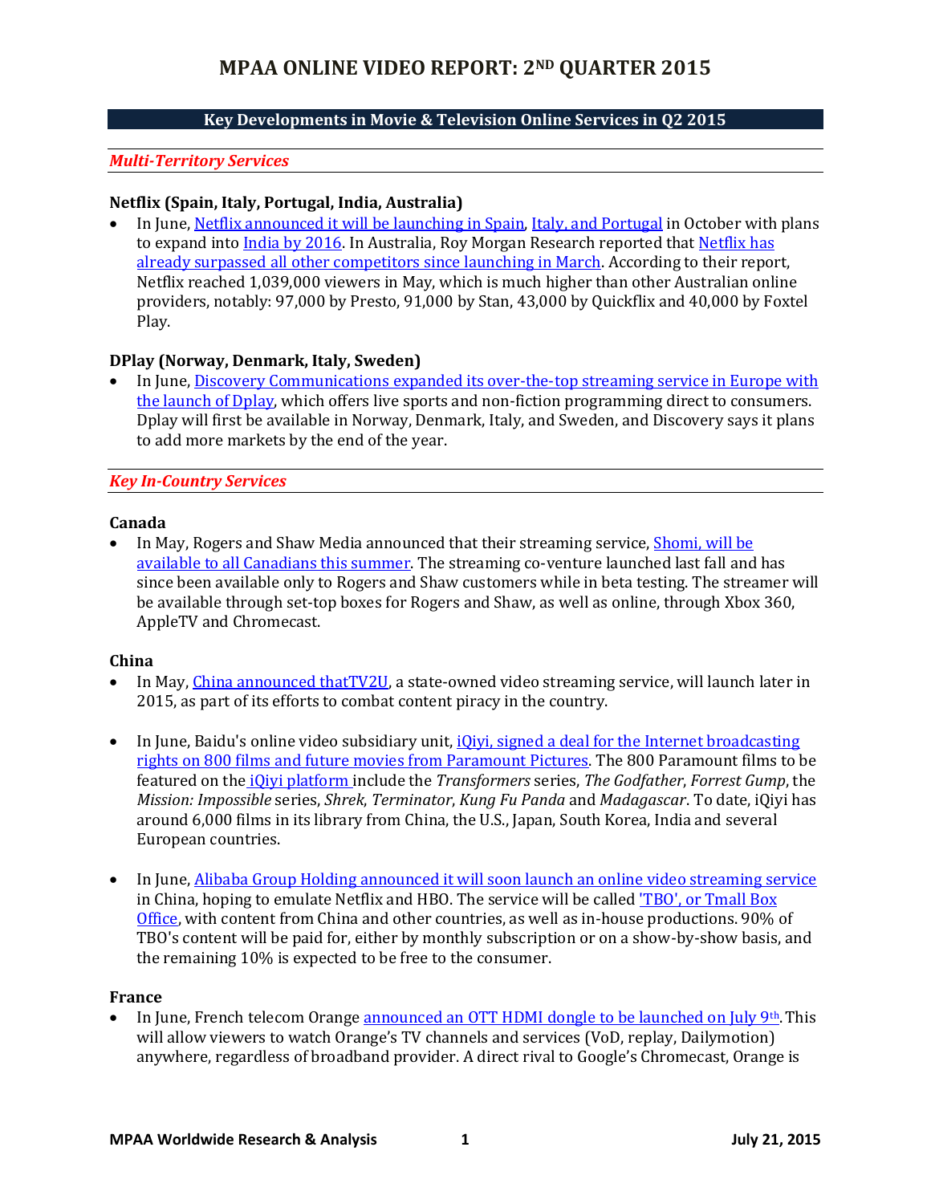# MPAA ONLINE VIDEO REPORT: 2ND QUARTER 2015

## Key Developments in Movie & Television Online Services in Q2 2015

### *Multi-Territory Services*

**Netflix (Spain, Italy, Portugal, India, Australia)**

- In June, Netflix announced it will be launching in Spain, Italy, and Portugal in October with plans to expand into India by 2016. In Australia, Roy Morgan Research reported that Netflix has already surpassed all other competitors since launching in March. According to their report, Netflix reached 1,039,000 viewers in May, which is much higher than other Australian online providers, notably: 97,000 by Presto, 91,000 by Stan, 43,000 by Quickflix and 40,000 by Foxtel Play.

**DPlay (Norway, Denmark, Italy, Sweden)**

- In June, Discovery Communications expanded its over-the-top streaming service in Europe with the launch of Dplay, which offers live sports and non-fiction programming direct to consumers. Dplay will first be available in Norway, Denmark, Italy, and Sweden, and Discovery says it plans to add more markets by the end of the year.

### *Key In-Country Services*

**Canada**

- In May, Rogers and Shaw Media announced that their streaming service, Shomi, will be available to all Canadians this summer. The streaming co-venture launched last fall and has since been available only to Rogers and Shaw customers while in beta testing. The streamer will be available through set-top boxes for Rogers and Shaw, as well as online, through Xbox 360, AppleTV and Chromecast.

**China**

- In May, China announced thatTV2U, a state-owned video streaming service, will launch later in 2015, as part of its efforts to combat content piracy in the country.

- In June, Baidu's online video subsidiary unit, iQiyi, signed a deal for the Internet broadcasting rights on 800 films and future movies from Paramount Pictures. The 800 Paramount films to be featured on the iQiyi platform include the *Transformers* series, *The Godfather*, *Forrest Gump*, the *Mission: Impossible* series, *Shrek*, *Terminator*, *Kung Fu Panda* and *Madagascar*. To date, iQiyi has around 6,000 films in its library from China, the U.S., Japan, South Korea, India and several European countries.

- In June, Alibaba Group Holding announced it will soon launch an online video streaming service in China, hoping to emulate Netflix and HBO. The service will be called 'TBO', or Tmall Box Office, with content from China and other countries, as well as in-house productions. 90% of TBO's content will be paid for, either by monthly subscription or on a show-by-show basis, and the remaining 10% is expected to be free to the consumer.

**France**

- In June, French telecom Orange announced an OTT HDMI dongle to be launched on July 9th. This will allow viewers to watch Orange's TV channels and services (VoD, replay, Dailymotion) anywhere, regardless of broadband provider. A direct rival to Google's Chromecast, Orange is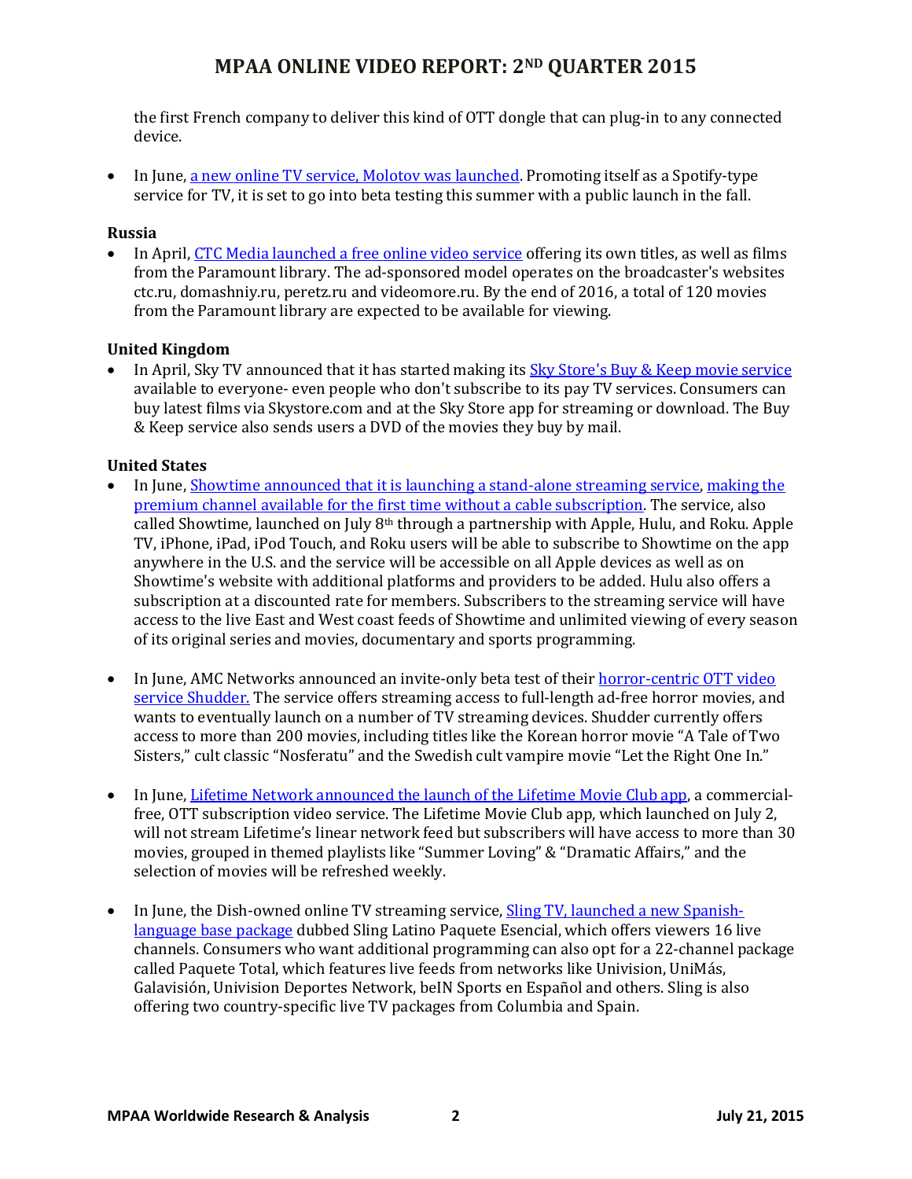the first French company to deliver this kind of OTT dongle that can plug-in to any connected device.

- In June, a new online TV service, Molotov was launched. Promoting itself as a Spotify-type service for TV, it is set to go into beta testing this summer with a public launch in the fall.

**Russia**

- In April, CTC Media launched a free online video service offering its own titles, as well as films from the Paramount library. The ad-sponsored model operates on the broadcaster's websites ctc.ru, domashniy.ru, peretz.ru and videomore.ru. By the end of 2016, a total of 120 movies from the Paramount library are expected to be available for viewing.

**United Kingdom**

- In April, Sky TV announced that it has started making its Sky Store's Buy & Keep movie service available to everyone- even people who don't subscribe to its pay TV services. Consumers can buy latest films via Skystore.com and at the Sky Store app for streaming or download. The Buy & Keep service also sends users a DVD of the movies they buy by mail.

**United States**

- In June, Showtime announced that it is launching a stand-alone streaming service, making the premium channel available for the first time without a cable subscription. The service, also called Showtime, launched on July 8th through a partnership with Apple, Hulu, and Roku. Apple TV, iPhone, iPad, iPod Touch, and Roku users will be able to subscribe to Showtime on the app anywhere in the U.S. and the service will be accessible on all Apple devices as well as on Showtime's website with additional platforms and providers to be added. Hulu also offers a subscription at a discounted rate for members. Subscribers to the streaming service will have access to the live East and West coast feeds of Showtime and unlimited viewing of every season of its original series and movies, documentary and sports programming.

- In June, AMC Networks announced an invite-only beta test of their horror-centric OTT video service Shudder. The service offers streaming access to full-length ad-free horror movies, and wants to eventually launch on a number of TV streaming devices. Shudder currently offers access to more than 200 movies, including titles like the Korean horror movie "A Tale of Two Sisters," cult classic "Nosferatu" and the Swedish cult vampire movie "Let the Right One In."

- In June, Lifetime Network announced the launch of the Lifetime Movie Club app, a commercial-free, OTT subscription video service. The Lifetime Movie Club app, which launched on July 2, will not stream Lifetime's linear network feed but subscribers will have access to more than 30 movies, grouped in themed playlists like "Summer Loving" & "Dramatic Affairs," and the selection of movies will be refreshed weekly.

- In June, the Dish-owned online TV streaming service, Sling TV, launched a new Spanish-language base package dubbed Sling Latino Paquete Esencial, which offers viewers 16 live channels. Consumers who want additional programming can also opt for a 22-channel package called Paquete Total, which features live feeds from networks like Univision, UniMás, Galavisión, Univision Deportes Network, beIN Sports en Español and others. Sling is also offering two country-specific live TV packages from Columbia and Spain.